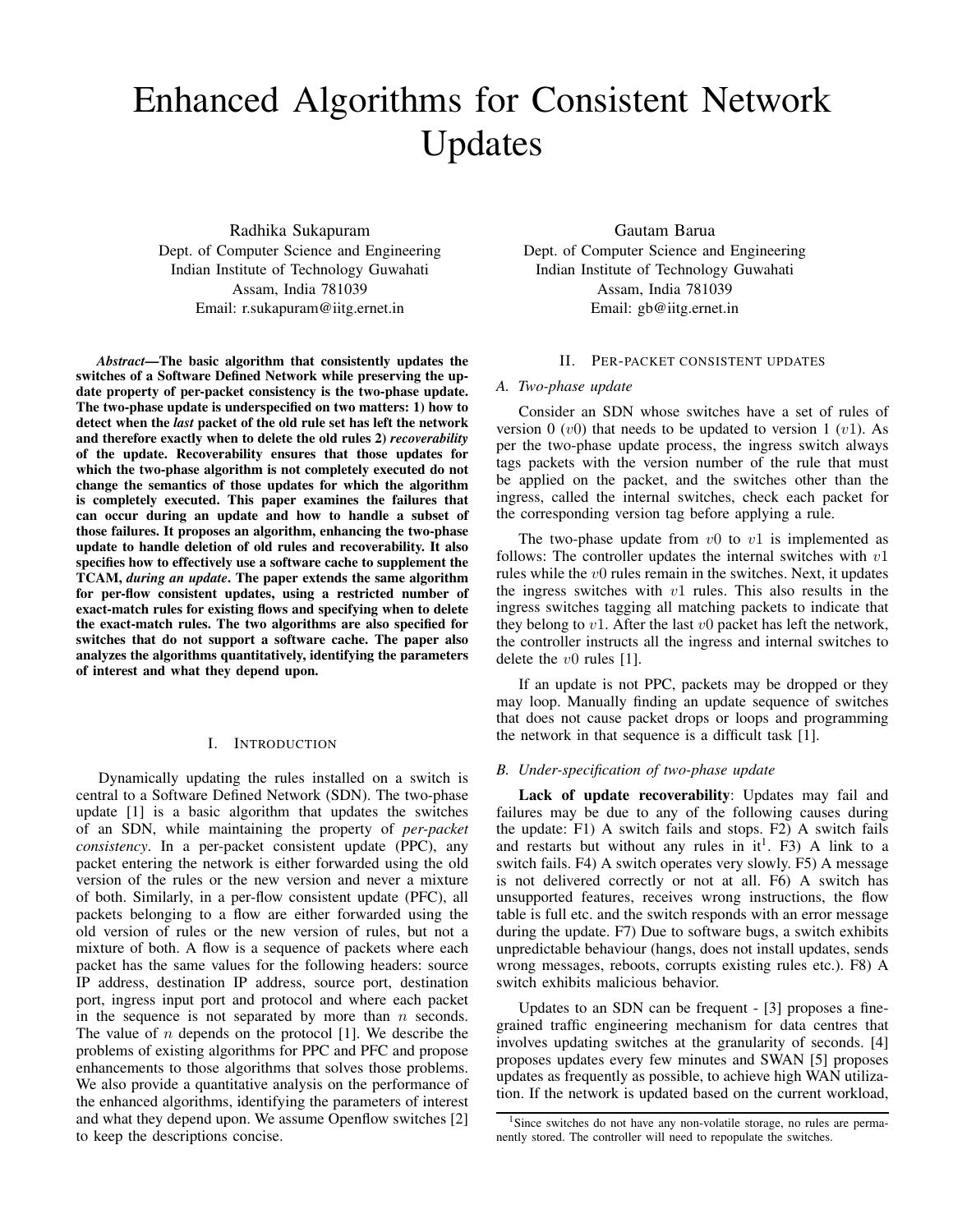# Enhanced Algorithms for Consistent Network Updates

Radhika Sukapuram
Dept. of Computer Science and Engineering
Indian Institute of Technology Guwahati
Assam, India 781039
Email: r.sukapuram@iitg.ernet.in

Gautam Barua
Dept. of Computer Science and Engineering
Indian Institute of Technology Guwahati
Assam, India 781039
Email: gb@iitg.ernet.in

***Abstract*—The basic algorithm that consistently updates the switches of a Software Defined Network while preserving the update property of per-packet consistency is the two-phase update. The two-phase update is underspecified on two matters: 1) how to detect when the *last* packet of the old rule set has left the network and therefore exactly when to delete the old rules 2) *recoverability* of the update. Recoverability ensures that those updates for which the two-phase algorithm is not completely executed do not change the semantics of those updates for which the algorithm is completely executed. This paper examines the failures that can occur during an update and how to handle a subset of those failures. It proposes an algorithm, enhancing the two-phase update to handle deletion of old rules and recoverability. It also specifies how to effectively use a software cache to supplement the TCAM, *during an update*. The paper extends the same algorithm for per-flow consistent updates, using a restricted number of exact-match rules for existing flows and specifying when to delete the exact-match rules. The two algorithms are also specified for switches that do not support a software cache. The paper also analyzes the algorithms quantitatively, identifying the parameters of interest and what they depend upon.**

## I. Introduction

Dynamically updating the rules installed on a switch is central to a Software Defined Network (SDN). The two-phase update [1] is a basic algorithm that updates the switches of an SDN, while maintaining the property of *per-packet consistency*. In a per-packet consistent update (PPC), any packet entering the network is either forwarded using the old version of the rules or the new version and never a mixture of both. Similarly, in a per-flow consistent update (PFC), all packets belonging to a flow are either forwarded using the old version of rules or the new version of rules, but not a mixture of both. A flow is a sequence of packets where each packet has the same values for the following headers: source IP address, destination IP address, source port, destination port, ingress input port and protocol and where each packet in the sequence is not separated by more than $n$ seconds. The value of $n$ depends on the protocol [1]. We describe the problems of existing algorithms for PPC and PFC and propose enhancements to those algorithms that solves those problems. We also provide a quantitative analysis on the performance of the enhanced algorithms, identifying the parameters of interest and what they depend upon. We assume Openflow switches [2] to keep the descriptions concise.

## II. Per-packet consistent updates

### A. Two-phase update

Consider an SDN whose switches have a set of rules of version 0 ($v0$) that needs to be updated to version 1 ($v1$). As per the two-phase update process, the ingress switch always tags packets with the version number of the rule that must be applied on the packet, and the switches other than the ingress, called the internal switches, check each packet for the corresponding version tag before applying a rule.

The two-phase update from $v0$ to $v1$ is implemented as follows: The controller updates the internal switches with $v1$ rules while the $v0$ rules remain in the switches. Next, it updates the ingress switches with $v1$ rules. This also results in the ingress switches tagging all matching packets to indicate that they belong to $v1$. After the last $v0$ packet has left the network, the controller instructs all the ingress and internal switches to delete the $v0$ rules [1].

If an update is not PPC, packets may be dropped or they may loop. Manually finding an update sequence of switches that does not cause packet drops or loops and programming the network in that sequence is a difficult task [1].

### B. Under-specification of two-phase update

**Lack of update recoverability**: Updates may fail and failures may be due to any of the following causes during the update: F1) A switch fails and stops. F2) A switch fails and restarts but without any rules in it[1]. F3) A link to a switch fails. F4) A switch operates very slowly. F5) A message is not delivered correctly or not at all. F6) A switch has unsupported features, receives wrong instructions, the flow table is full etc. and the switch responds with an error message during the update. F7) Due to software bugs, a switch exhibits unpredictable behaviour (hangs, does not install updates, sends wrong messages, reboots, corrupts existing rules etc.). F8) A switch exhibits malicious behavior.

Updates to an SDN can be frequent - [3] proposes a fine-grained traffic engineering mechanism for data centres that involves updating switches at the granularity of seconds. [4] proposes updates every few minutes and SWAN [5] proposes updates as frequently as possible, to achieve high WAN utilization. If the network is updated based on the current workload,

[1] Since switches do not have any non-volatile storage, no rules are permanently stored. The controller will need to repopulate the switches.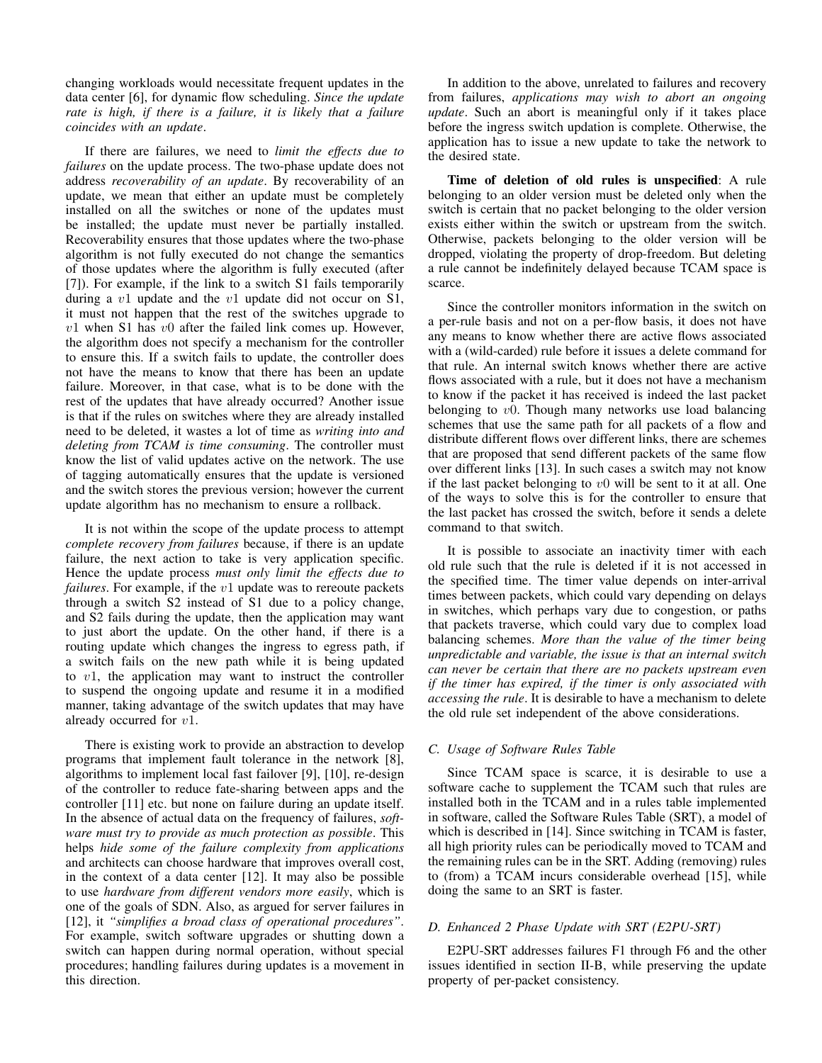changing workloads would necessitate frequent updates in the data center [6], for dynamic flow scheduling. *Since the update rate is high, if there is a failure, it is likely that a failure coincides with an update*.

If there are failures, we need to *limit the effects due to failures* on the update process. The two-phase update does not address *recoverability of an update*. By recoverability of an update, we mean that either an update must be completely installed on all the switches or none of the updates must be installed; the update must never be partially installed. Recoverability ensures that those updates where the two-phase algorithm is not fully executed do not change the semantics of those updates where the algorithm is fully executed (after [7]). For example, if the link to a switch S1 fails temporarily during a $v1$ update and the $v1$ update did not occur on S1, it must not happen that the rest of the switches upgrade to $v1$ when S1 has $v0$ after the failed link comes up. However, the algorithm does not specify a mechanism for the controller to ensure this. If a switch fails to update, the controller does not have the means to know that there has been an update failure. Moreover, in that case, what is to be done with the rest of the updates that have already occurred? Another issue is that if the rules on switches where they are already installed need to be deleted, it wastes a lot of time as *writing into and deleting from TCAM is time consuming*. The controller must know the list of valid updates active on the network. The use of tagging automatically ensures that the update is versioned and the switch stores the previous version; however the current update algorithm has no mechanism to ensure a rollback.

It is not within the scope of the update process to attempt *complete recovery from failures* because, if there is an update failure, the next action to take is very application specific. Hence the update process *must only limit the effects due to failures*. For example, if the $v1$ update was to reroute packets through a switch S2 instead of S1 due to a policy change, and S2 fails during the update, then the application may want to just abort the update. On the other hand, if there is a routing update which changes the ingress to egress path, if a switch fails on the new path while it is being updated to $v1$, the application may want to instruct the controller to suspend the ongoing update and resume it in a modified manner, taking advantage of the switch updates that may have already occurred for $v1$.

There is existing work to provide an abstraction to develop programs that implement fault tolerance in the network [8], algorithms to implement local fast failover [9], [10], re-design of the controller to reduce fate-sharing between apps and the controller [11] etc. but none on failure during an update itself. In the absence of actual data on the frequency of failures, *software must try to provide as much protection as possible*. This helps *hide some of the failure complexity from applications* and architects can choose hardware that improves overall cost, in the context of a data center [12]. It may also be possible to use *hardware from different vendors more easily*, which is one of the goals of SDN. Also, as argued for server failures in [12], it *"simplifies a broad class of operational procedures"*. For example, switch software upgrades or shutting down a switch can happen during normal operation, without special procedures; handling failures during updates is a movement in this direction.

In addition to the above, unrelated to failures and recovery from failures, *applications may wish to abort an ongoing update*. Such an abort is meaningful only if it takes place before the ingress switch updation is complete. Otherwise, the application has to issue a new update to take the network to the desired state.

**Time of deletion of old rules is unspecified**: A rule belonging to an older version must be deleted only when the switch is certain that no packet belonging to the older version exists either within the switch or upstream from the switch. Otherwise, packets belonging to the older version will be dropped, violating the property of drop-freedom. But deleting a rule cannot be indefinitely delayed because TCAM space is scarce.

Since the controller monitors information in the switch on a per-rule basis and not on a per-flow basis, it does not have any means to know whether there are active flows associated with a (wild-carded) rule before it issues a delete command for that rule. An internal switch knows whether there are active flows associated with a rule, but it does not have a mechanism to know if the packet it has received is indeed the last packet belonging to $v0$. Though many networks use load balancing schemes that use the same path for all packets of a flow and distribute different flows over different links, there are schemes that are proposed that send different packets of the same flow over different links [13]. In such cases a switch may not know if the last packet belonging to $v0$ will be sent to it at all. One of the ways to solve this is for the controller to ensure that the last packet has crossed the switch, before it sends a delete command to that switch.

It is possible to associate an inactivity timer with each old rule such that the rule is deleted if it is not accessed in the specified time. The timer value depends on inter-arrival times between packets, which could vary depending on delays in switches, which perhaps vary due to congestion, or paths that packets traverse, which could vary due to complex load balancing schemes. *More than the value of the timer being unpredictable and variable, the issue is that an internal switch can never be certain that there are no packets upstream even if the timer has expired, if the timer is only associated with accessing the rule*. It is desirable to have a mechanism to delete the old rule set independent of the above considerations.

### C. Usage of Software Rules Table

Since TCAM space is scarce, it is desirable to use a software cache to supplement the TCAM such that rules are installed both in the TCAM and in a rules table implemented in software, called the Software Rules Table (SRT), a model of which is described in [14]. Since switching in TCAM is faster, all high priority rules can be periodically moved to TCAM and the remaining rules can be in the SRT. Adding (removing) rules to (from) a TCAM incurs considerable overhead [15], while doing the same to an SRT is faster.

### D. Enhanced 2 Phase Update with SRT (E2PU-SRT)

E2PU-SRT addresses failures F1 through F6 and the other issues identified in section II-B, while preserving the update property of per-packet consistency.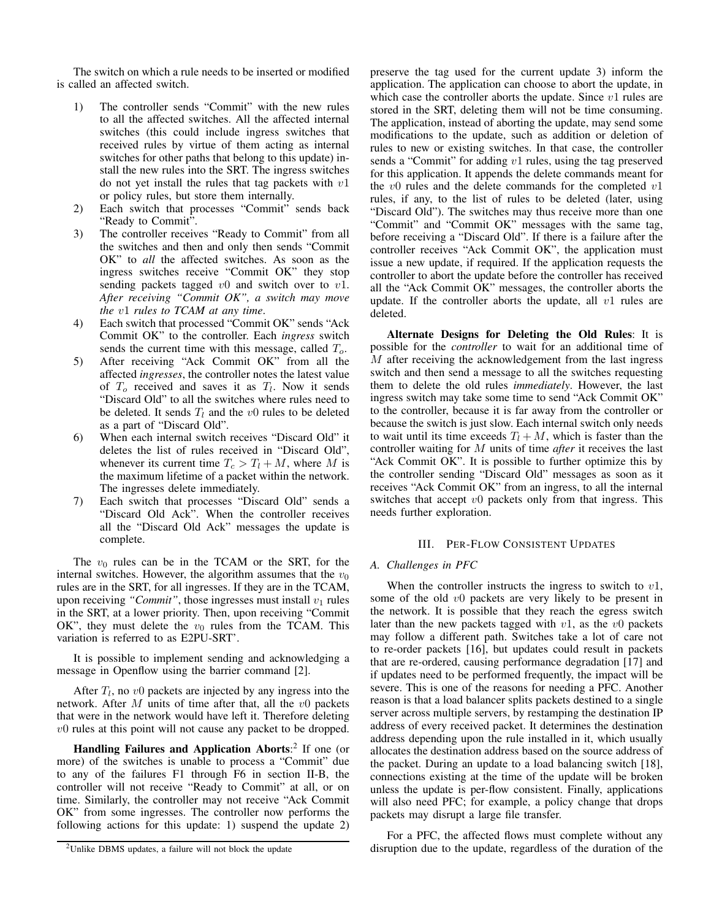The switch on which a rule needs to be inserted or modified is called an affected switch.

1) The controller sends "Commit" with the new rules to all the affected switches. All the affected internal switches (this could include ingress switches that received rules by virtue of them acting as internal switches for other paths that belong to this update) install the new rules into the SRT. The ingress switches do not yet install the rules that tag packets with $v1$ or policy rules, but store them internally.
2) Each switch that processes "Commit" sends back "Ready to Commit".
3) The controller receives "Ready to Commit" from all the switches and then and only then sends "Commit OK" to *all* the affected switches. As soon as the ingress switches receive "Commit OK" they stop sending packets tagged $v0$ and switch over to $v1$. *After receiving "Commit OK", a switch may move the $v1$ rules to TCAM at any time*.
4) Each switch that processed "Commit OK" sends "Ack Commit OK" to the controller. Each *ingress* switch sends the current time with this message, called $T_o$.
5) After receiving "Ack Commit OK" from all the affected *ingresses*, the controller notes the latest value of $T_o$ received and saves it as $T_l$. Now it sends "Discard Old" to all the switches where rules need to be deleted. It sends $T_l$ and the $v0$ rules to be deleted as a part of "Discard Old".
6) When each internal switch receives "Discard Old" it deletes the list of rules received in "Discard Old", whenever its current time $T_c > T_l + M$, where $M$ is the maximum lifetime of a packet within the network. The ingresses delete immediately.
7) Each switch that processes "Discard Old" sends a "Discard Old Ack". When the controller receives all the "Discard Old Ack" messages the update is complete.

The $v_0$ rules can be in the TCAM or the SRT, for the internal switches. However, the algorithm assumes that the $v_0$ rules are in the SRT, for all ingresses. If they are in the TCAM, upon receiving *"Commit"*, those ingresses must install $v_1$ rules in the SRT, at a lower priority. Then, upon receiving "Commit OK", they must delete the $v_0$ rules from the TCAM. This variation is referred to as E2PU-SRT'.

It is possible to implement sending and acknowledging a message in Openflow using the barrier command [2].

After $T_l$, no $v0$ packets are injected by any ingress into the network. After $M$ units of time after that, all the $v0$ packets that were in the network would have left it. Therefore deleting $v0$ rules at this point will not cause any packet to be dropped.

**Handling Failures and Application Aborts**:[2] If one (or more) of the switches is unable to process a "Commit" due to any of the failures F1 through F6 in section II-B, the controller will not receive "Ready to Commit" at all, or on time. Similarly, the controller may not receive "Ack Commit OK" from some ingresses. The controller now performs the following actions for this update: 1) suspend the update 2) preserve the tag used for the current update 3) inform the application. The application can choose to abort the update, in which case the controller aborts the update. Since $v1$ rules are stored in the SRT, deleting them will not be time consuming. The application, instead of aborting the update, may send some modifications to the update, such as addition or deletion of rules to new or existing switches. In that case, the controller sends a "Commit" for adding $v1$ rules, using the tag preserved for this application. It appends the delete commands meant for the $v0$ rules and the delete commands for the completed $v1$ rules, if any, to the list of rules to be deleted (later, using "Discard Old"). The switches may thus receive more than one "Commit" and "Commit OK" messages with the same tag, before receiving a "Discard Old". If there is a failure after the controller receives "Ack Commit OK", the application must issue a new update, if required. If the application requests the controller to abort the update before the controller has received all the "Ack Commit OK" messages, the controller aborts the update. If the controller aborts the update, all $v1$ rules are deleted.

[2]Unlike DBMS updates, a failure will not block the update

**Alternate Designs for Deleting the Old Rules**: It is possible for the *controller* to wait for an additional time of $M$ after receiving the acknowledgement from the last ingress switch and then send a message to all the switches requesting them to delete the old rules *immediately*. However, the last ingress switch may take some time to send "Ack Commit OK" to the controller, because it is far away from the controller or because the switch is just slow. Each internal switch only needs to wait until its time exceeds $T_l + M$, which is faster than the controller waiting for $M$ units of time *after* it receives the last "Ack Commit OK". It is possible to further optimize this by the controller sending "Discard Old" messages as soon as it receives "Ack Commit OK" from an ingress, to all the internal switches that accept $v0$ packets only from that ingress. This needs further exploration.

## III. Per-Flow Consistent Updates

### A. Challenges in PFC

When the controller instructs the ingress to switch to $v1$, some of the old $v0$ packets are very likely to be present in the network. It is possible that they reach the egress switch later than the new packets tagged with $v1$, as the $v0$ packets may follow a different path. Switches take a lot of care not to re-order packets [16], but updates could result in packets that are re-ordered, causing performance degradation [17] and if updates need to be performed frequently, the impact will be severe. This is one of the reasons for needing a PFC. Another reason is that a load balancer splits packets destined to a single server across multiple servers, by restamping the destination IP address of every received packet. It determines the destination address depending upon the rule installed in it, which usually allocates the destination address based on the source address of the packet. During an update to a load balancing switch [18], connections existing at the time of the update will be broken unless the update is per-flow consistent. Finally, applications will also need PFC; for example, a policy change that drops packets may disrupt a large file transfer.

For a PFC, the affected flows must complete without any disruption due to the update, regardless of the duration of the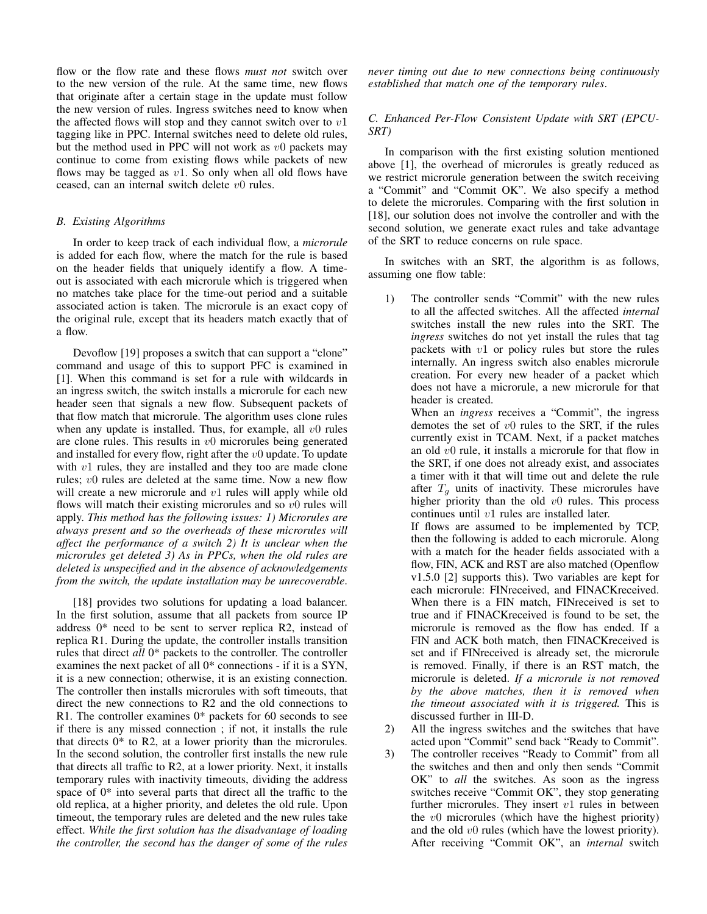flow or the flow rate and these flows *must not* switch over to the new version of the rule. At the same time, new flows that originate after a certain stage in the update must follow the new version of rules. Ingress switches need to know when the affected flows will stop and they cannot switch over to $v1$ tagging like in PPC. Internal switches need to delete old rules, but the method used in PPC will not work as $v0$ packets may continue to come from existing flows while packets of new flows may be tagged as $v1$. So only when all old flows have ceased, can an internal switch delete $v0$ rules.

### B. Existing Algorithms

In order to keep track of each individual flow, a *microrule* is added for each flow, where the match for the rule is based on the header fields that uniquely identify a flow. A timeout is associated with each microrule which is triggered when no matches take place for the time-out period and a suitable associated action is taken. The microrule is an exact copy of the original rule, except that its headers match exactly that of a flow.

Devoflow [19] proposes a switch that can support a "clone" command and usage of this to support PFC is examined in [1]. When this command is set for a rule with wildcards in an ingress switch, the switch installs a microrule for each new header seen that signals a new flow. Subsequent packets of that flow match that microrule. The algorithm uses clone rules when any update is installed. Thus, for example, all $v0$ rules are clone rules. This results in $v0$ microrules being generated and installed for every flow, right after the $v0$ update. To update with $v1$ rules, they are installed and they too are made clone rules; $v0$ rules are deleted at the same time. Now a new flow will create a new microrule and $v1$ rules will apply while old flows will match their existing microrules and so $v0$ rules will apply. *This method has the following issues: 1) Microrules are always present and so the overheads of these microrules will affect the performance of a switch 2) It is unclear when the microrules get deleted 3) As in PPCs, when the old rules are deleted is unspecified and in the absence of acknowledgements from the switch, the update installation may be unrecoverable*.

[18] provides two solutions for updating a load balancer. In the first solution, assume that all packets from source IP address 0* need to be sent to server replica R2, instead of replica R1. During the update, the controller installs transition rules that direct *all* 0* packets to the controller. The controller examines the next packet of all 0* connections - if it is a SYN, it is a new connection; otherwise, it is an existing connection. The controller then installs microrules with soft timeouts, that direct the new connections to R2 and the old connections to R1. The controller examines 0* packets for 60 seconds to see if there is any missed connection ; if not, it installs the rule that directs 0* to R2, at a lower priority than the microrules. In the second solution, the controller first installs the new rule that directs all traffic to R2, at a lower priority. Next, it installs temporary rules with inactivity timeouts, dividing the address space of 0* into several parts that direct all the traffic to the old replica, at a higher priority, and deletes the old rule. Upon timeout, the temporary rules are deleted and the new rules take effect. *While the first solution has the disadvantage of loading the controller, the second has the danger of some of the rules never timing out due to new connections being continuously established that match one of the temporary rules*.

### C. Enhanced Per-Flow Consistent Update with SRT (EPCU-SRT)

In comparison with the first existing solution mentioned above [1], the overhead of microrules is greatly reduced as we restrict microrule generation between the switch receiving a "Commit" and "Commit OK". We also specify a method to delete the microrules. Comparing with the first solution in [18], our solution does not involve the controller and with the second solution, we generate exact rules and take advantage of the SRT to reduce concerns on rule space.

In switches with an SRT, the algorithm is as follows, assuming one flow table:

1) The controller sends "Commit" with the new rules to all the affected switches. All the affected *internal* switches install the new rules into the SRT. The *ingress* switches do not yet install the rules that tag packets with $v1$ or policy rules but store the rules internally. An ingress switch also enables microrule creation. For every new header of a packet which does not have a microrule, a new microrule for that header is created.
   When an *ingress* receives a "Commit", the ingress demotes the set of $v0$ rules to the SRT, if the rules currently exist in TCAM. Next, if a packet matches an old $v0$ rule, it installs a microrule for that flow in the SRT, if one does not already exist, and associates a timer with it that will time out and delete the rule after $T_g$ units of inactivity. These microrules have higher priority than the old $v0$ rules. This process continues until $v1$ rules are installed later.
   If flows are assumed to be implemented by TCP, then the following is added to each microrule. Along with a match for the header fields associated with a flow, FIN, ACK and RST are also matched (Openflow v1.5.0 [2] supports this). Two variables are kept for each microrule: FINreceived, and FINACKreceived. When there is a FIN match, FINreceived is set to true and if FINACKreceived is found to be set, the microrule is removed as the flow has ended. If a FIN and ACK both match, then FINACKreceived is set and if FINreceived is already set, the microrule is removed. Finally, if there is an RST match, the microrule is deleted. *If a microrule is not removed by the above matches, then it is removed when the timeout associated with it is triggered.* This is discussed further in III-D.
2) All the ingress switches and the switches that have acted upon "Commit" send back "Ready to Commit".
3) The controller receives "Ready to Commit" from all the switches and then and only then sends "Commit OK" to *all* the switches. As soon as the ingress switches receive "Commit OK", they stop generating further microrules. They insert $v1$ rules in between the $v0$ microrules (which have the highest priority) and the old $v0$ rules (which have the lowest priority). After receiving "Commit OK", an *internal* switch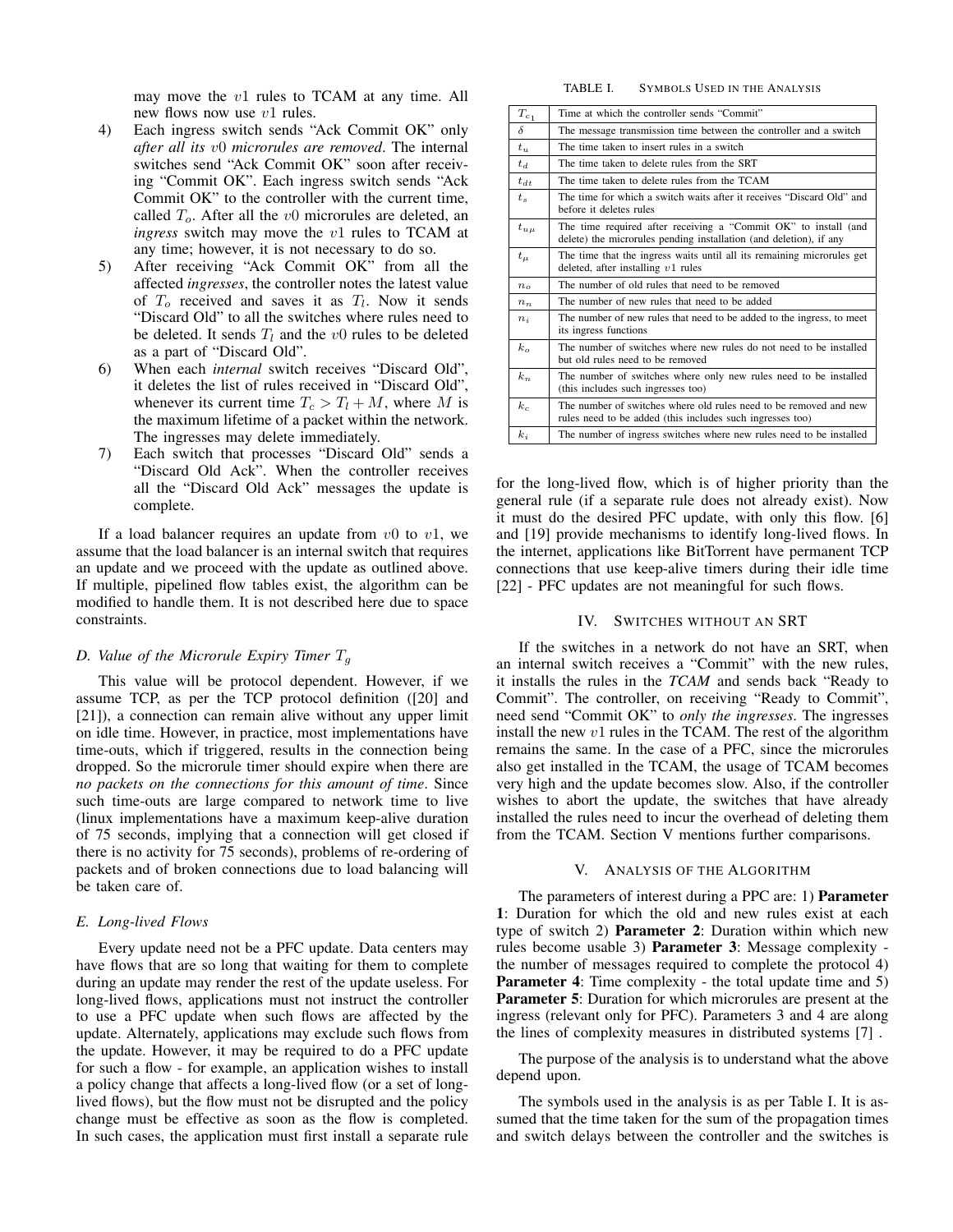may move the $v1$ rules to TCAM at any time. All new flows now use $v1$ rules.

4) Each ingress switch sends "Ack Commit OK" only *after all its $v0$ microrules are removed*. The internal switches send "Ack Commit OK" soon after receiving "Commit OK". Each ingress switch sends "Ack Commit OK" to the controller with the current time, called $T_o$. After all the $v0$ microrules are deleted, an *ingress* switch may move the $v1$ rules to TCAM at any time; however, it is not necessary to do so.
5) After receiving "Ack Commit OK" from all the affected *ingresses*, the controller notes the latest value of $T_o$ received and saves it as $T_l$. Now it sends "Discard Old" to all the switches where rules need to be deleted. It sends $T_l$ and the $v0$ rules to be deleted as a part of "Discard Old".
6) When each *internal* switch receives "Discard Old", it deletes the list of rules received in "Discard Old", whenever its current time $T_c > T_l + M$, where $M$ is the maximum lifetime of a packet within the network. The ingresses may delete immediately.
7) Each switch that processes "Discard Old" sends a "Discard Old Ack". When the controller receives all the "Discard Old Ack" messages the update is complete.

If a load balancer requires an update from $v0$ to $v1$, we assume that the load balancer is an internal switch that requires an update and we proceed with the update as outlined above. If multiple, pipelined flow tables exist, the algorithm can be modified to handle them. It is not described here due to space constraints.

### D. Value of the Microrule Expiry Timer $T_g$

This value will be protocol dependent. However, if we assume TCP, as per the TCP protocol definition ([20] and [21]), a connection can remain alive without any upper limit on idle time. However, in practice, most implementations have time-outs, which if triggered, results in the connection being dropped. So the microrule timer should expire when there are *no packets on the connections for this amount of time*. Since such time-outs are large compared to network time to live (linux implementations have a maximum keep-alive duration of 75 seconds, implying that a connection will get closed if there is no activity for 75 seconds), problems of re-ordering of packets and of broken connections due to load balancing will be taken care of.

### E. Long-lived Flows

Every update need not be a PFC update. Data centers may have flows that are so long that waiting for them to complete during an update may render the rest of the update useless. For long-lived flows, applications must not instruct the controller to use a PFC update when such flows are affected by the update. Alternately, applications may exclude such flows from the update. However, it may be required to do a PFC update for such a flow - for example, an application wishes to install a policy change that affects a long-lived flow (or a set of long-lived flows), but the flow must not be disrupted and the policy change must be effective as soon as the flow is completed. In such cases, the application must first install a separate rule for the long-lived flow, which is of higher priority than the general rule (if a separate rule does not already exist). Now it must do the desired PFC update, with only this flow. [6] and [19] provide mechanisms to identify long-lived flows. In the internet, applications like BitTorrent have permanent TCP connections that use keep-alive timers during their idle time [22] - PFC updates are not meaningful for such flows.

TABLE I. SYMBOLS USED IN THE ANALYSIS

| | |
|---|---|
| $T_{c_1}$ | Time at which the controller sends "Commit" |
| $\delta$ | The message transmission time between the controller and a switch |
| $t_u$ | The time taken to insert rules in a switch |
| $t_d$ | The time taken to delete rules from the SRT |
| $t_{dt}$ | The time taken to delete rules from the TCAM |
| $t_s$ | The time for which a switch waits after it receives "Discard Old" and before it deletes rules |
| $t_{u\mu}$ | The time required after receiving a "Commit OK" to install (and delete) the microrules pending installation (and deletion), if any |
| $t_\mu$ | The time that the ingress waits until all its remaining microrules get deleted, after installing $v1$ rules |
| $n_o$ | The number of old rules that need to be removed |
| $n_n$ | The number of new rules that need to be added |
| $n_i$ | The number of new rules that need to be added to the ingress, to meet its ingress functions |
| $k_o$ | The number of switches where new rules do not need to be installed but old rules need to be removed |
| $k_n$ | The number of switches where only new rules need to be installed (this includes such ingresses too) |
| $k_c$ | The number of switches where old rules need to be removed and new rules need to be added (this includes such ingresses too) |
| $k_i$ | The number of ingress switches where new rules need to be installed |

## IV. SWITCHES WITHOUT AN SRT

If the switches in a network do not have an SRT, when an internal switch receives a "Commit" with the new rules, it installs the rules in the *TCAM* and sends back "Ready to Commit". The controller, on receiving "Ready to Commit", need send "Commit OK" to *only the ingresses*. The ingresses install the new $v1$ rules in the TCAM. The rest of the algorithm remains the same. In the case of a PFC, since the microrules also get installed in the TCAM, the usage of TCAM becomes very high and the update becomes slow. Also, if the controller wishes to abort the update, the switches that have already installed the rules need to incur the overhead of deleting them from the TCAM. Section V mentions further comparisons.

## V. ANALYSIS OF THE ALGORITHM

The parameters of interest during a PPC are: 1) **Parameter 1**: Duration for which the old and new rules exist at each type of switch 2) **Parameter 2**: Duration within which new rules become usable 3) **Parameter 3**: Message complexity - the number of messages required to complete the protocol 4) **Parameter 4**: Time complexity - the total update time and 5) **Parameter 5**: Duration for which microrules are present at the ingress (relevant only for PFC). Parameters 3 and 4 are along the lines of complexity measures in distributed systems [7] .

The purpose of the analysis is to understand what the above depend upon.

The symbols used in the analysis is as per Table I. It is assumed that the time taken for the sum of the propagation times and switch delays between the controller and the switches is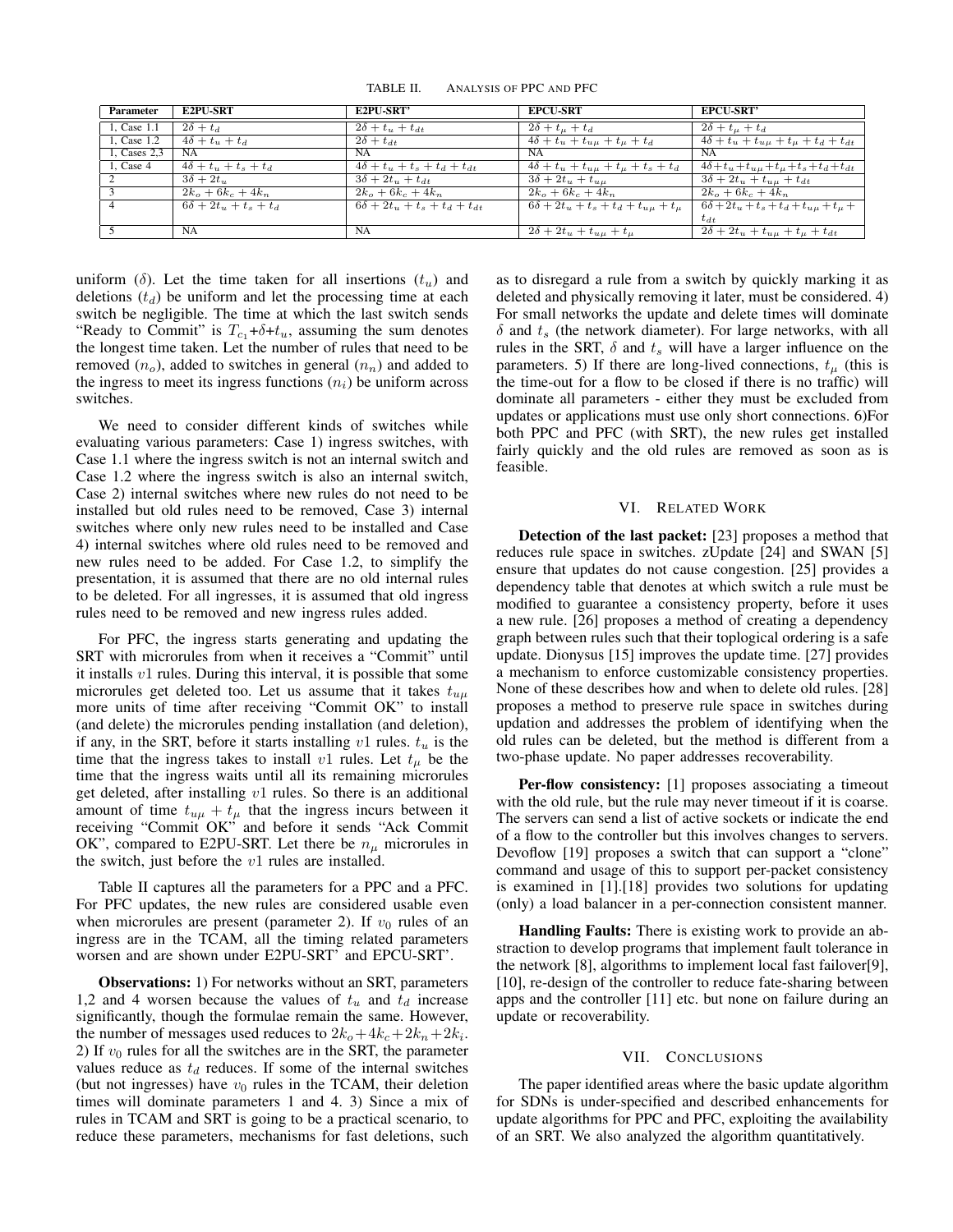TABLE II. ANALYSIS OF PPC AND PFC

| Parameter | E2PU-SRT | E2PU-SRT' | EPCU-SRT | EPCU-SRT' |
|---|---|---|---|---|
| 1, Case 1.1 | $2\delta + t_d$ | $2\delta + t_u + t_{dt}$ | $2\delta + t_\mu + t_d$ | $2\delta + t_\mu + t_d$ |
| 1, Case 1.2 | $4\delta + t_u + t_d$ | $2\delta + t_{dt}$ | $4\delta + t_u + t_{u\mu} + t_\mu + t_d$ | $4\delta + t_u + t_{u\mu} + t_\mu + t_d + t_{dt}$ |
| 1, Cases 2,3 | NA | NA | NA | NA |
| 1, Case 4 | $4\delta + t_u + t_s + t_d$ | $4\delta + t_u + t_s + t_d + t_{dt}$ | $4\delta + t_u + t_{u\mu} + t_\mu + t_s + t_d$ | $4\delta + t_u + t_{u\mu} + t_\mu + t_s + t_d + t_{dt}$ |
| 2 | $3\delta + 2t_u$ | $3\delta + 2t_u + t_{dt}$ | $3\delta + 2t_u + t_{u\mu}$ | $3\delta + 2t_u + t_{u\mu} + t_{dt}$ |
| 3 | $2k_o + 6k_c + 4k_n$ | $2k_o + 6k_c + 4k_n$ | $2k_o + 6k_c + 4k_n$ | $2k_o + 6k_c + 4k_n$ |
| 4 | $6\delta + 2t_u + t_s + t_d$ | $6\delta + 2t_u + t_s + t_d + t_{dt}$ | $6\delta + 2t_u + t_s + t_d + t_{u\mu} + t_\mu$ | $6\delta + 2t_u + t_s + t_d + t_{u\mu} + t_\mu + t_{dt}$ |
| 5 | NA | NA | $2\delta + 2t_u + t_{u\mu} + t_\mu$ | $2\delta + 2t_u + t_{u\mu} + t_\mu + t_{dt}$ |

uniform ($\delta$). Let the time taken for all insertions ($t_u$) and deletions ($t_d$) be uniform and let the processing time at each switch be negligible. The time at which the last switch sends "Ready to Commit" is $T_{c_1}$+$\delta$+$t_u$, assuming the sum denotes the longest time taken. Let the number of rules that need to be removed ($n_o$), added to switches in general ($n_n$) and added to the ingress to meet its ingress functions ($n_i$) be uniform across switches.

We need to consider different kinds of switches while evaluating various parameters: Case 1) ingress switches, with Case 1.1 where the ingress switch is not an internal switch and Case 1.2 where the ingress switch is also an internal switch, Case 2) internal switches where new rules do not need to be installed but old rules need to be removed, Case 3) internal switches where only new rules need to be installed and Case 4) internal switches where old rules need to be removed and new rules need to be added. For Case 1.2, to simplify the presentation, it is assumed that there are no old internal rules to be deleted. For all ingresses, it is assumed that old ingress rules need to be removed and new ingress rules added.

For PFC, the ingress starts generating and updating the SRT with microrules from when it receives a "Commit" until it installs $v1$ rules. During this interval, it is possible that some microrules get deleted too. Let us assume that it takes $t_{u\mu}$ more units of time after receiving "Commit OK" to install (and delete) the microrules pending installation (and deletion), if any, in the SRT, before it starts installing $v1$ rules. $t_u$ is the time that the ingress takes to install $v1$ rules. Let $t_\mu$ be the time that the ingress waits until all its remaining microrules get deleted, after installing $v1$ rules. So there is an additional amount of time $t_{u\mu} + t_\mu$ that the ingress incurs between it receiving "Commit OK" and before it sends "Ack Commit OK", compared to E2PU-SRT. Let there be $n_\mu$ microrules in the switch, just before the $v1$ rules are installed.

Table II captures all the parameters for a PPC and a PFC. For PFC updates, the new rules are considered usable even when microrules are present (parameter 2). If $v_0$ rules of an ingress are in the TCAM, all the timing related parameters worsen and are shown under E2PU-SRT' and EPCU-SRT'.

**Observations:** 1) For networks without an SRT, parameters 1,2 and 4 worsen because the values of $t_u$ and $t_d$ increase significantly, though the formulae remain the same. However, the number of messages used reduces to $2k_o+4k_c+2k_n+2k_i$. 2) If $v_0$ rules for all the switches are in the SRT, the parameter values reduce as $t_d$ reduces. If some of the internal switches (but not ingresses) have $v_0$ rules in the TCAM, their deletion times will dominate parameters 1 and 4. 3) Since a mix of rules in TCAM and SRT is going to be a practical scenario, to reduce these parameters, mechanisms for fast deletions, such as to disregard a rule from a switch by quickly marking it as deleted and physically removing it later, must be considered. 4) For small networks the update and delete times will dominate $\delta$ and $t_s$ (the network diameter). For large networks, with all rules in the SRT, $\delta$ and $t_s$ will have a larger influence on the parameters. 5) If there are long-lived connections, $t_\mu$ (this is the time-out for a flow to be closed if there is no traffic) will dominate all parameters - either they must be excluded from updates or applications must use only short connections. 6)For both PPC and PFC (with SRT), the new rules get installed fairly quickly and the old rules are removed as soon as is feasible.

## VI. Related Work

**Detection of the last packet:** [23] proposes a method that reduces rule space in switches. zUpdate [24] and SWAN [5] ensure that updates do not cause congestion. [25] provides a dependency table that denotes at which switch a rule must be modified to guarantee a consistency property, before it uses a new rule. [26] proposes a method of creating a dependency graph between rules such that their toplogical ordering is a safe update. Dionysus [15] improves the update time. [27] provides a mechanism to enforce customizable consistency properties. None of these describes how and when to delete old rules. [28] proposes a method to preserve rule space in switches during updation and addresses the problem of identifying when the old rules can be deleted, but the method is different from a two-phase update. No paper addresses recoverability.

**Per-flow consistency:** [1] proposes associating a timeout with the old rule, but the rule may never timeout if it is coarse. The servers can send a list of active sockets or indicate the end of a flow to the controller but this involves changes to servers. Devoflow [19] proposes a switch that can support a "clone" command and usage of this to support per-packet consistency is examined in [1].[18] provides two solutions for updating (only) a load balancer in a per-connection consistent manner.

**Handling Faults:** There is existing work to provide an abstraction to develop programs that implement fault tolerance in the network [8], algorithms to implement local fast failover[9], [10], re-design of the controller to reduce fate-sharing between apps and the controller [11] etc. but none on failure during an update or recoverability.

## VII. Conclusions

The paper identified areas where the basic update algorithm for SDNs is under-specified and described enhancements for update algorithms for PPC and PFC, exploiting the availability of an SRT. We also analyzed the algorithm quantitatively.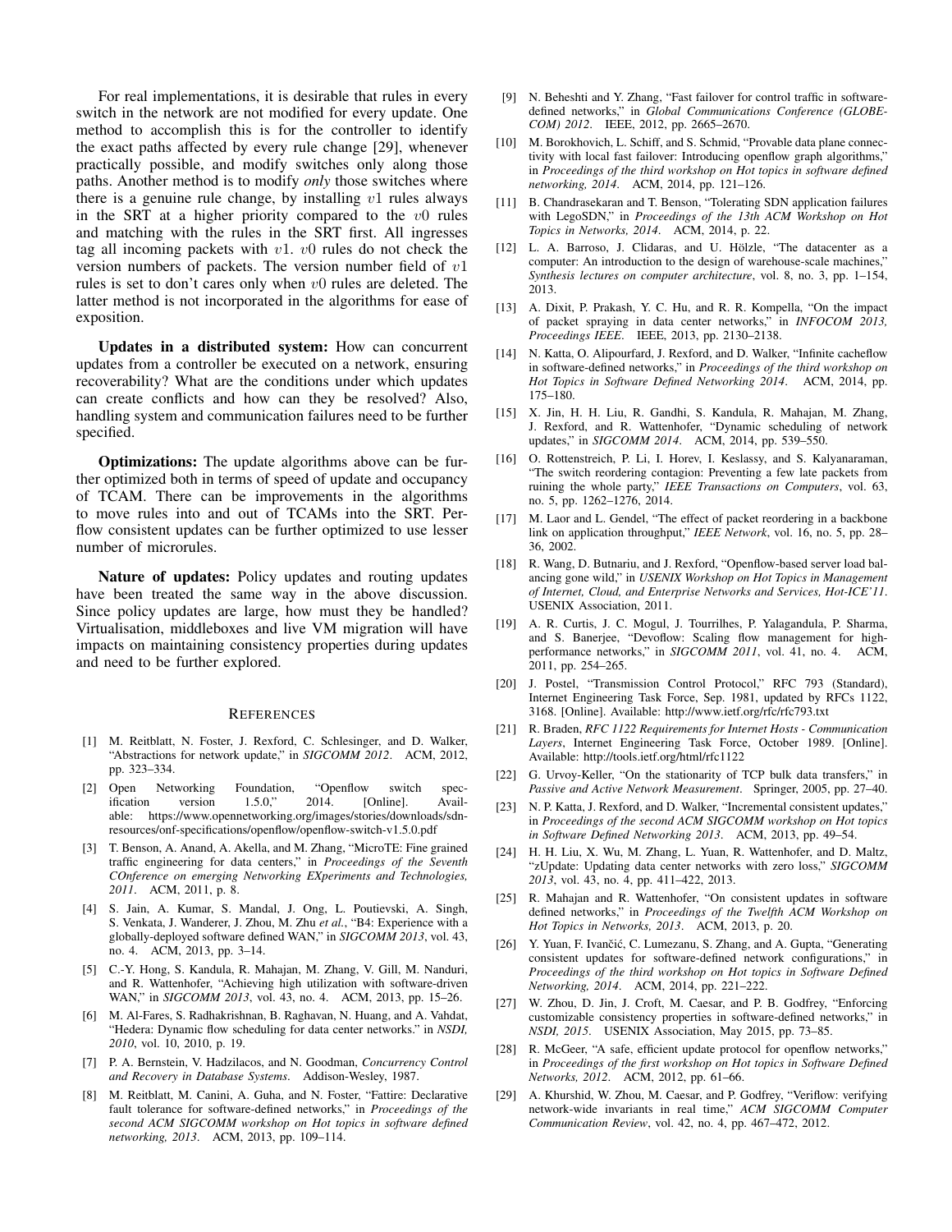For real implementations, it is desirable that rules in every switch in the network are not modified for every update. One method to accomplish this is for the controller to identify the exact paths affected by every rule change [29], whenever practically possible, and modify switches only along those paths. Another method is to modify *only* those switches where there is a genuine rule change, by installing $v1$ rules always in the SRT at a higher priority compared to the $v0$ rules and matching with the rules in the SRT first. All ingresses tag all incoming packets with $v1$. $v0$ rules do not check the version numbers of packets. The version number field of $v1$ rules is set to don't cares only when $v0$ rules are deleted. The latter method is not incorporated in the algorithms for ease of exposition.

**Updates in a distributed system:** How can concurrent updates from a controller be executed on a network, ensuring recoverability? What are the conditions under which updates can create conflicts and how can they be resolved? Also, handling system and communication failures need to be further specified.

**Optimizations:** The update algorithms above can be further optimized both in terms of speed of update and occupancy of TCAM. There can be improvements in the algorithms to move rules into and out of TCAMs into the SRT. Per-flow consistent updates can be further optimized to use lesser number of microrules.

**Nature of updates:** Policy updates and routing updates have been treated the same way in the above discussion. Since policy updates are large, how must they be handled? Virtualisation, middleboxes and live VM migration will have impacts on maintaining consistency properties during updates and need to be further explored.

## References

[1] M. Reitblatt, N. Foster, J. Rexford, C. Schlesinger, and D. Walker, "Abstractions for network update," in *SIGCOMM 2012*. ACM, 2012, pp. 323–334.

[2] Open Networking Foundation, "Openflow switch specification version 1.5.0," 2014. [Online]. Available: https://www.opennetworking.org/images/stories/downloads/sdn-resources/onf-specifications/openflow/openflow-switch-v1.5.0.pdf

[3] T. Benson, A. Anand, A. Akella, and M. Zhang, "MicroTE: Fine grained traffic engineering for data centers," in *Proceedings of the Seventh COnference on emerging Networking EXperiments and Technologies, 2011*. ACM, 2011, p. 8.

[4] S. Jain, A. Kumar, S. Mandal, J. Ong, L. Poutievski, A. Singh, S. Venkata, J. Wanderer, J. Zhou, M. Zhu *et al.*, "B4: Experience with a globally-deployed software defined WAN," in *SIGCOMM 2013*, vol. 43, no. 4. ACM, 2013, pp. 3–14.

[5] C.-Y. Hong, S. Kandula, R. Mahajan, M. Zhang, V. Gill, M. Nanduri, and R. Wattenhofer, "Achieving high utilization with software-driven WAN," in *SIGCOMM 2013*, vol. 43, no. 4. ACM, 2013, pp. 15–26.

[6] M. Al-Fares, S. Radhakrishnan, B. Raghavan, N. Huang, and A. Vahdat, "Hedera: Dynamic flow scheduling for data center networks." in *NSDI, 2010*, vol. 10, 2010, p. 19.

[7] P. A. Bernstein, V. Hadzilacos, and N. Goodman, *Concurrency Control and Recovery in Database Systems*. Addison-Wesley, 1987.

[8] M. Reitblatt, M. Canini, A. Guha, and N. Foster, "Fattire: Declarative fault tolerance for software-defined networks," in *Proceedings of the second ACM SIGCOMM workshop on Hot topics in software defined networking, 2013*. ACM, 2013, pp. 109–114.

[9] N. Beheshti and Y. Zhang, "Fast failover for control traffic in software-defined networks," in *Global Communications Conference (GLOBECOM) 2012*. IEEE, 2012, pp. 2665–2670.

[10] M. Borokhovich, L. Schiff, and S. Schmid, "Provable data plane connectivity with local fast failover: Introducing openflow graph algorithms," in *Proceedings of the third workshop on Hot topics in software defined networking, 2014*. ACM, 2014, pp. 121–126.

[11] B. Chandrasekaran and T. Benson, "Tolerating SDN application failures with LegoSDN," in *Proceedings of the 13th ACM Workshop on Hot Topics in Networks, 2014*. ACM, 2014, p. 22.

[12] L. A. Barroso, J. Clidaras, and U. Hölzle, "The datacenter as a computer: An introduction to the design of warehouse-scale machines," *Synthesis lectures on computer architecture*, vol. 8, no. 3, pp. 1–154, 2013.

[13] A. Dixit, P. Prakash, Y. C. Hu, and R. R. Kompella, "On the impact of packet spraying in data center networks," in *INFOCOM 2013, Proceedings IEEE*. IEEE, 2013, pp. 2130–2138.

[14] N. Katta, O. Alipourfard, J. Rexford, and D. Walker, "Infinite cacheflow in software-defined networks," in *Proceedings of the third workshop on Hot Topics in Software Defined Networking 2014*. ACM, 2014, pp. 175–180.

[15] X. Jin, H. H. Liu, R. Gandhi, S. Kandula, R. Mahajan, M. Zhang, J. Rexford, and R. Wattenhofer, "Dynamic scheduling of network updates," in *SIGCOMM 2014*. ACM, 2014, pp. 539–550.

[16] O. Rottenstreich, P. Li, I. Horev, I. Keslassy, and S. Kalyanaraman, "The switch reordering contagion: Preventing a few late packets from ruining the whole party," *IEEE Transactions on Computers*, vol. 63, no. 5, pp. 1262–1276, 2014.

[17] M. Laor and L. Gendel, "The effect of packet reordering in a backbone link on application throughput," *IEEE Network*, vol. 16, no. 5, pp. 28–36, 2002.

[18] R. Wang, D. Butnariu, and J. Rexford, "Openflow-based server load balancing gone wild," in *USENIX Workshop on Hot Topics in Management of Internet, Cloud, and Enterprise Networks and Services, Hot-ICE'11*. USENIX Association, 2011.

[19] A. R. Curtis, J. C. Mogul, J. Tourrilhes, P. Yalagandula, P. Sharma, and S. Banerjee, "Devoflow: Scaling flow management for high-performance networks," in *SIGCOMM 2011*, vol. 41, no. 4. ACM, 2011, pp. 254–265.

[20] J. Postel, "Transmission Control Protocol," RFC 793 (Standard), Internet Engineering Task Force, Sep. 1981, updated by RFCs 1122, 3168. [Online]. Available: http://www.ietf.org/rfc/rfc793.txt

[21] R. Braden, *RFC 1122 Requirements for Internet Hosts - Communication Layers*, Internet Engineering Task Force, October 1989. [Online]. Available: http://tools.ietf.org/html/rfc1122

[22] G. Urvoy-Keller, "On the stationarity of TCP bulk data transfers," in *Passive and Active Network Measurement*. Springer, 2005, pp. 27–40.

[23] N. P. Katta, J. Rexford, and D. Walker, "Incremental consistent updates," in *Proceedings of the second ACM SIGCOMM workshop on Hot topics in Software Defined Networking 2013*. ACM, 2013, pp. 49–54.

[24] H. H. Liu, X. Wu, M. Zhang, L. Yuan, R. Wattenhofer, and D. Maltz, "zUpdate: Updating data center networks with zero loss," *SIGCOMM 2013*, vol. 43, no. 4, pp. 411–422, 2013.

[25] R. Mahajan and R. Wattenhofer, "On consistent updates in software defined networks," in *Proceedings of the Twelfth ACM Workshop on Hot Topics in Networks, 2013*. ACM, 2013, p. 20.

[26] Y. Yuan, F. Ivančić, C. Lumezanu, S. Zhang, and A. Gupta, "Generating consistent updates for software-defined network configurations," in *Proceedings of the third workshop on Hot topics in Software Defined Networking, 2014*. ACM, 2014, pp. 221–222.

[27] W. Zhou, D. Jin, J. Croft, M. Caesar, and P. B. Godfrey, "Enforcing customizable consistency properties in software-defined networks," in *NSDI, 2015*. USENIX Association, May 2015, pp. 73–85.

[28] R. McGeer, "A safe, efficient update protocol for openflow networks," in *Proceedings of the first workshop on Hot topics in Software Defined Networks, 2012*. ACM, 2012, pp. 61–66.

[29] A. Khurshid, W. Zhou, M. Caesar, and P. Godfrey, "Veriflow: verifying network-wide invariants in real time," *ACM SIGCOMM Computer Communication Review*, vol. 42, no. 4, pp. 467–472, 2012.